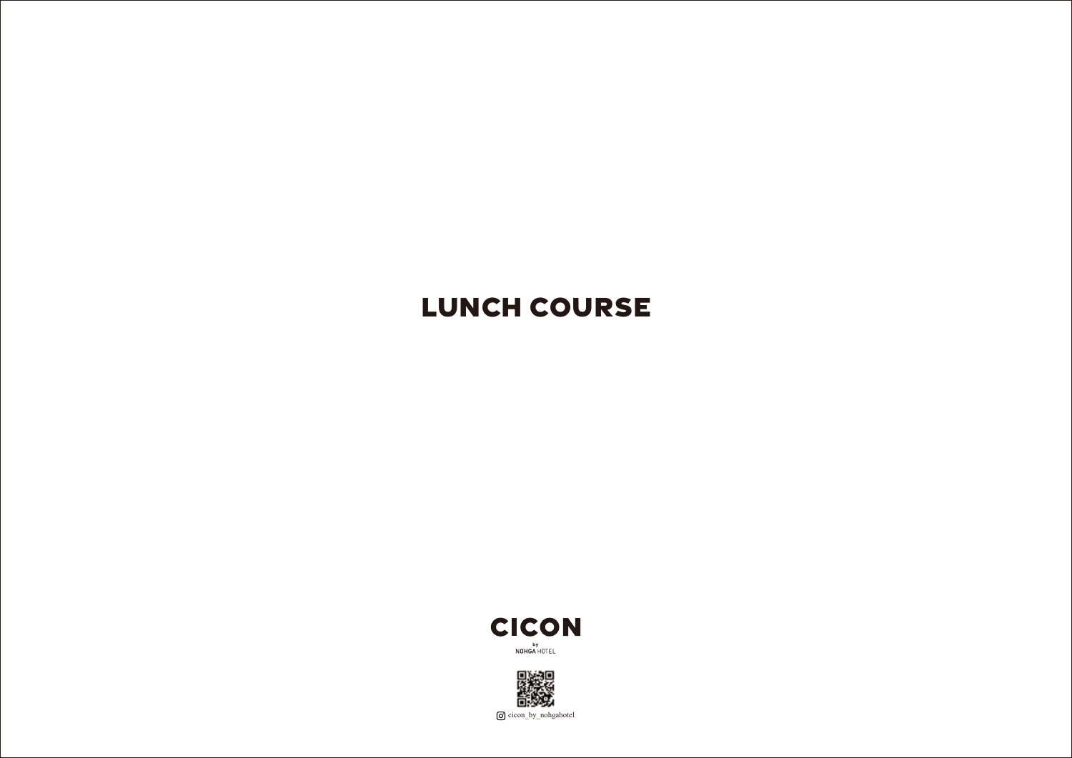# LUNCH COURSE

**CICON**

by
NOHGA HOTEL

cicon_by_nohgahotel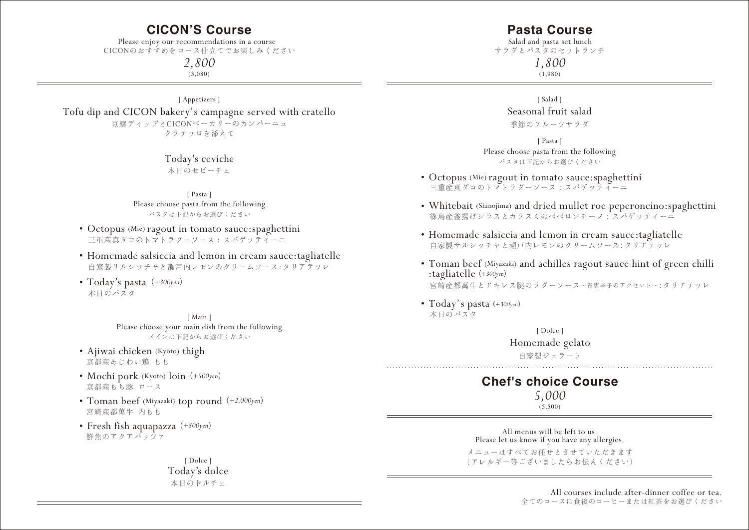## CICON'S Course

Please enjoy our recommendations in a course
CICONのおすすめをコース仕立てでお楽しみください

*2,800*
(3,080)

[ Appetizers ]

Tofu dip and CICON bakery's campagne served with cratello
豆腐ディップとCICONベーカリーのカンパーニュ
クラテッロを添えて

Today's ceviche
本日のセビーチェ

[ Pasta ]
Please choose pasta from the following
パスタは下記からお選びください

- Octopus (Mie) ragout in tomato sauce:spaghettini
  三重産真ダコのトマトラグーソース：スパゲッティーニ
- Homemade salsiccia and lemon in cream sauce:tagliatelle
  自家製サルシッチャと瀬戸内レモンのクリームソース:タリアテッレ
- Today's pasta (*+300yen*)
  本日のパスタ

[ Main ]
Please choose your main dish from the following
メインは下記からお選びください

- Ajiwai chicken (Kyoto) thigh
  京都産あじわい鶏 もも
- Mochi pork (Kyoto) loin (*+500yen*)
  京都産もち豚 ロース
- Toman beef (Miyazaki) top round (*+2,000yen*)
  宮崎産都萬牛 内もも
- Fresh fish aquapazza (*+800yen*)
  鮮魚のアクアパッツァ

[ Dolce ]
Today's dolce
本日のドルチェ

## Pasta Course

Salad and pasta set lunch
サラダとパスタのセットランチ

*1,800*
(1,980)

[ Salad ]
Seasonal fruit salad
季節のフルーツサラダ

[ Pasta ]
Please choose pasta from the following
パスタは下記からお選びください

- Octopus (Mie) ragout in tomato sauce:spaghettini
  三重産真ダコのトマトラグーソース：スパゲッティーニ
- Whitebait (Shinojima) and dried mullet roe peperoncino:spaghettini
  篠島産釜揚げシラスとカラスミのペペロンチーノ：スパゲッティーニ
- Homemade salsiccia and lemon in cream sauce:tagliatelle
  自家製サルシッチャと瀬戸内レモンのクリームソース:タリアテッレ
- Toman beef (Miyazaki) and achilles ragout sauce hint of green chilli :tagliatelle (*+300yen*)
  宮崎産都萬牛とアキレス腱のラグーソース～青唐辛子のアクセント～:タリアテッレ
- Today's pasta (*+300yen*)
  本日のパスタ

[ Dolce ]
Homemade gelato
自家製ジェラート

## Chef's choice Course

*5,000*
(5,500)

All menus will be left to us.
Please let us know if you have any allergies.
メニューはすべてお任せとさせていただきます
（アレルギー等ございましたらお伝えください）

All courses include after-dinner coffee or tea.
全てのコースに食後のコーヒーまたは紅茶をお選びください